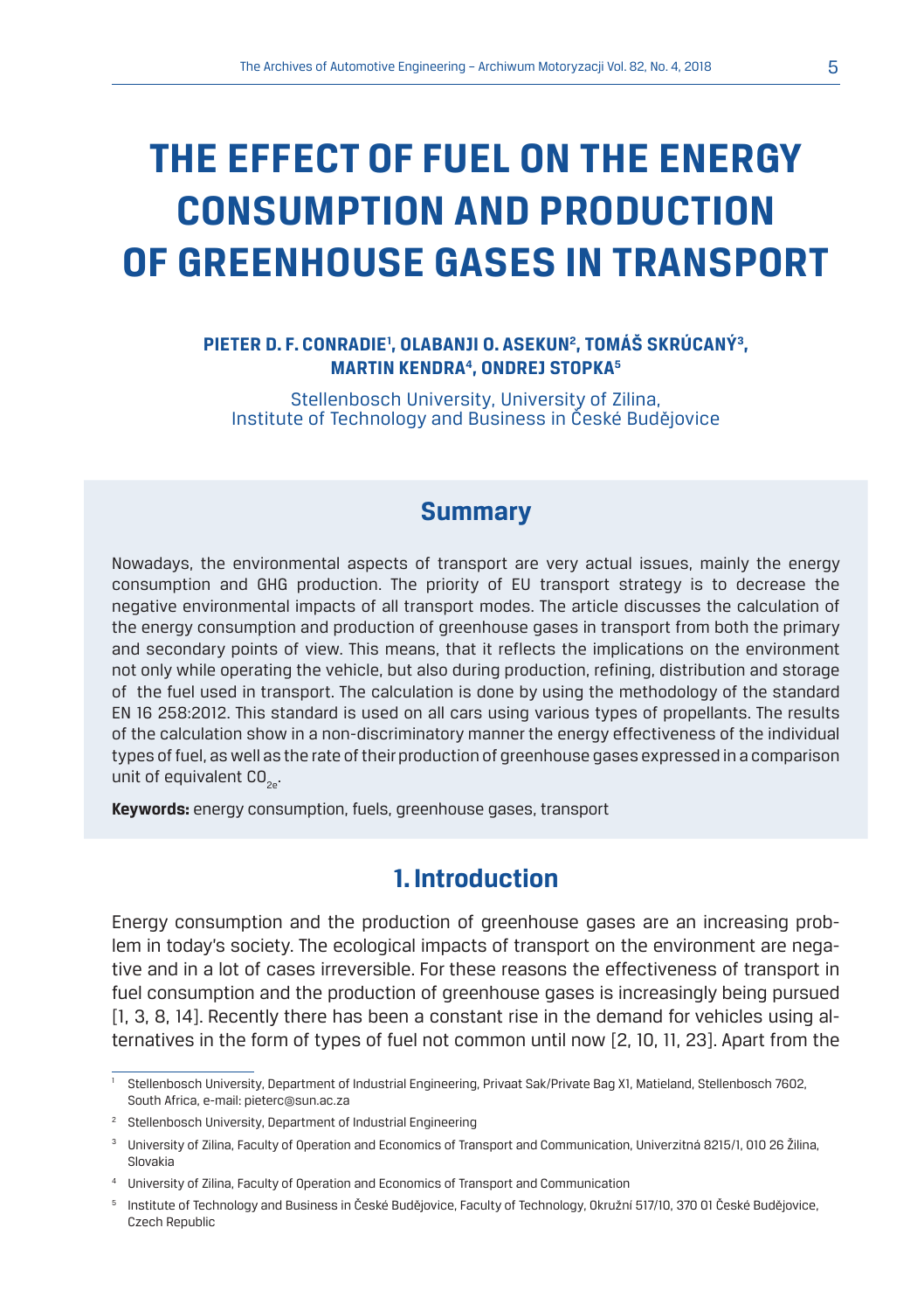# THE EFFECT OF FUEL ON THE ENERGY CONSUMPTION AND PRODUCTION OF GREENHOUSE GASES IN TRANSPORT

**PIETER D. F. CONRADIE[1], OLABANJI O. ASEKUN[2], TOMÁŠ SKRÚCANÝ[3], MARTIN KENDRA[4], ONDREJ STOPKA[5]**

Stellenbosch University, University of Zilina, Institute of Technology and Business in České Budějovice

## Summary

Nowadays, the environmental aspects of transport are very actual issues, mainly the energy consumption and GHG production. The priority of EU transport strategy is to decrease the negative environmental impacts of all transport modes. The article discusses the calculation of the energy consumption and production of greenhouse gases in transport from both the primary and secondary points of view. This means, that it reflects the implications on the environment not only while operating the vehicle, but also during production, refining, distribution and storage of the fuel used in transport. The calculation is done by using the methodology of the standard EN 16 258:2012. This standard is used on all cars using various types of propellants. The results of the calculation show in a non-discriminatory manner the energy effectiveness of the individual types of fuel, as well as the rate of their production of greenhouse gases expressed in a comparison unit of equivalent $CO_{2e}$.

**Keywords:** energy consumption, fuels, greenhouse gases, transport

## 1. Introduction

Energy consumption and the production of greenhouse gases are an increasing problem in today's society. The ecological impacts of transport on the environment are negative and in a lot of cases irreversible. For these reasons the effectiveness of transport in fuel consumption and the production of greenhouse gases is increasingly being pursued [1, 3, 8, 14]. Recently there has been a constant rise in the demand for vehicles using alternatives in the form of types of fuel not common until now [2, 10, 11, 23]. Apart from the

---

[1] Stellenbosch University, Department of Industrial Engineering, Privaat Sak/Private Bag X1, Matieland, Stellenbosch 7602, South Africa, e-mail: pieterc@sun.ac.za

[2] Stellenbosch University, Department of Industrial Engineering

[3] University of Zilina, Faculty of Operation and Economics of Transport and Communication, Univerzitná 8215/1, 010 26 Žilina, Slovakia

[4] University of Zilina, Faculty of Operation and Economics of Transport and Communication

[5] Institute of Technology and Business in České Budějovice, Faculty of Technology, Okružní 517/10, 370 01 České Budějovice, Czech Republic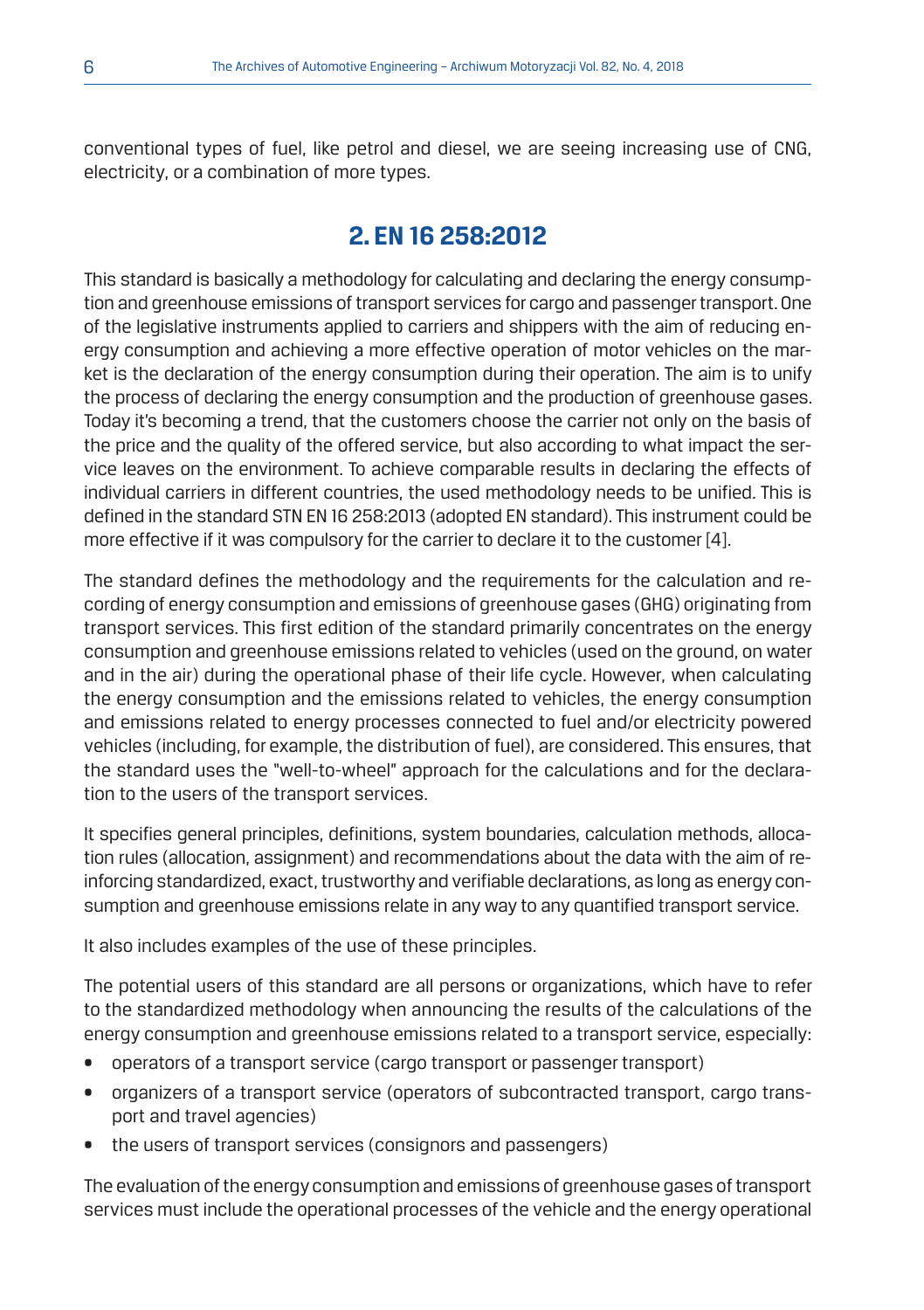conventional types of fuel, like petrol and diesel, we are seeing increasing use of CNG, electricity, or a combination of more types.

## 2. EN 16 258:2012

This standard is basically a methodology for calculating and declaring the energy consumption and greenhouse emissions of transport services for cargo and passenger transport. One of the legislative instruments applied to carriers and shippers with the aim of reducing energy consumption and achieving a more effective operation of motor vehicles on the market is the declaration of the energy consumption during their operation. The aim is to unify the process of declaring the energy consumption and the production of greenhouse gases. Today it's becoming a trend, that the customers choose the carrier not only on the basis of the price and the quality of the offered service, but also according to what impact the service leaves on the environment. To achieve comparable results in declaring the effects of individual carriers in different countries, the used methodology needs to be unified. This is defined in the standard STN EN 16 258:2013 (adopted EN standard). This instrument could be more effective if it was compulsory for the carrier to declare it to the customer [4].

The standard defines the methodology and the requirements for the calculation and recording of energy consumption and emissions of greenhouse gases (GHG) originating from transport services. This first edition of the standard primarily concentrates on the energy consumption and greenhouse emissions related to vehicles (used on the ground, on water and in the air) during the operational phase of their life cycle. However, when calculating the energy consumption and the emissions related to vehicles, the energy consumption and emissions related to energy processes connected to fuel and/or electricity powered vehicles (including, for example, the distribution of fuel), are considered. This ensures, that the standard uses the "well-to-wheel" approach for the calculations and for the declaration to the users of the transport services.

It specifies general principles, definitions, system boundaries, calculation methods, allocation rules (allocation, assignment) and recommendations about the data with the aim of reinforcing standardized, exact, trustworthy and verifiable declarations, as long as energy consumption and greenhouse emissions relate in any way to any quantified transport service.

It also includes examples of the use of these principles.

The potential users of this standard are all persons or organizations, which have to refer to the standardized methodology when announcing the results of the calculations of the energy consumption and greenhouse emissions related to a transport service, especially:

- operators of a transport service (cargo transport or passenger transport)
- organizers of a transport service (operators of subcontracted transport, cargo transport and travel agencies)
- the users of transport services (consignors and passengers)

The evaluation of the energy consumption and emissions of greenhouse gases of transport services must include the operational processes of the vehicle and the energy operational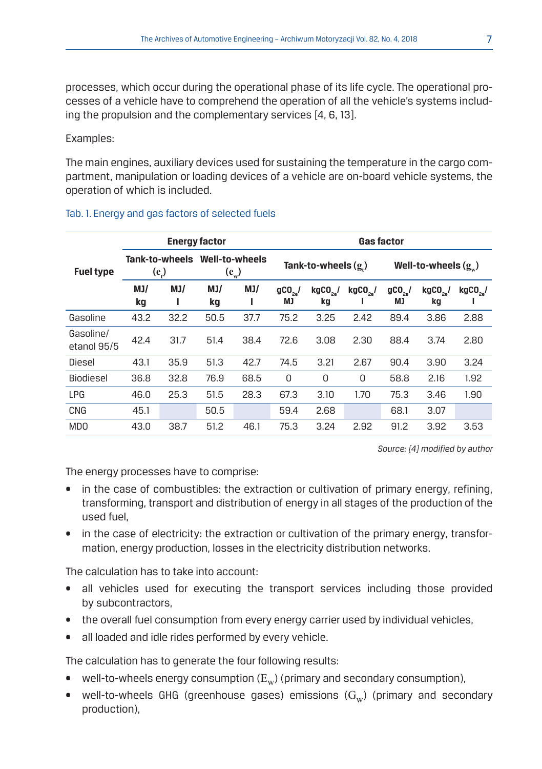processes, which occur during the operational phase of its life cycle. The operational processes of a vehicle have to comprehend the operation of all the vehicle's systems including the propulsion and the complementary services [4, 6, 13].

Examples:

The main engines, auxiliary devices used for sustaining the temperature in the cargo compartment, manipulation or loading devices of a vehicle are on-board vehicle systems, the operation of which is included.

Tab. 1. Energy and gas factors of selected fuels

| Fuel type | Energy factor | | | | Gas factor | | | | | |
|---|---|---|---|---|---|---|---|---|---|---|
| | Tank-to-wheels ($e_t$) | | Well-to-wheels ($e_w$) | | Tank-to-wheels ($g_t$) | | | Well-to-wheels ($g_w$) | | |
| | MJ/kg | MJ/l | MJ/kg | MJ/l | $gCO_{2e}$/MJ | $kgCO_{2e}$/kg | $kgCO_{2e}$/l | $gCO_{2e}$/MJ | $kgCO_{2e}$/kg | $kgCO_{2e}$/l |
| Gasoline | 43.2 | 32.2 | 50.5 | 37.7 | 75.2 | 3.25 | 2.42 | 89.4 | 3.86 | 2.88 |
| Gasoline/ etanol 95/5 | 42.4 | 31.7 | 51.4 | 38.4 | 72.6 | 3.08 | 2.30 | 88.4 | 3.74 | 2.80 |
| Diesel | 43.1 | 35.9 | 51.3 | 42.7 | 74.5 | 3.21 | 2.67 | 90.4 | 3.90 | 3.24 |
| Biodiesel | 36.8 | 32.8 | 76.9 | 68.5 | 0 | 0 | 0 | 58.8 | 2.16 | 1.92 |
| LPG | 46.0 | 25.3 | 51.5 | 28.3 | 67.3 | 3.10 | 1.70 | 75.3 | 3.46 | 1.90 |
| CNG | 45.1 | | 50.5 | | 59.4 | 2.68 | | 68.1 | 3.07 | |
| MDO | 43.0 | 38.7 | 51.2 | 46.1 | 75.3 | 3.24 | 2.92 | 91.2 | 3.92 | 3.53 |

*Source: [4] modified by author*

The energy processes have to comprise:

- in the case of combustibles: the extraction or cultivation of primary energy, refining, transforming, transport and distribution of energy in all stages of the production of the used fuel,
- in the case of electricity: the extraction or cultivation of the primary energy, transformation, energy production, losses in the electricity distribution networks.

The calculation has to take into account:

- all vehicles used for executing the transport services including those provided by subcontractors,
- the overall fuel consumption from every energy carrier used by individual vehicles,
- all loaded and idle rides performed by every vehicle.

The calculation has to generate the four following results:

- well-to-wheels energy consumption ($E_w$) (primary and secondary consumption),
- well-to-wheels GHG (greenhouse gases) emissions ($G_w$) (primary and secondary production),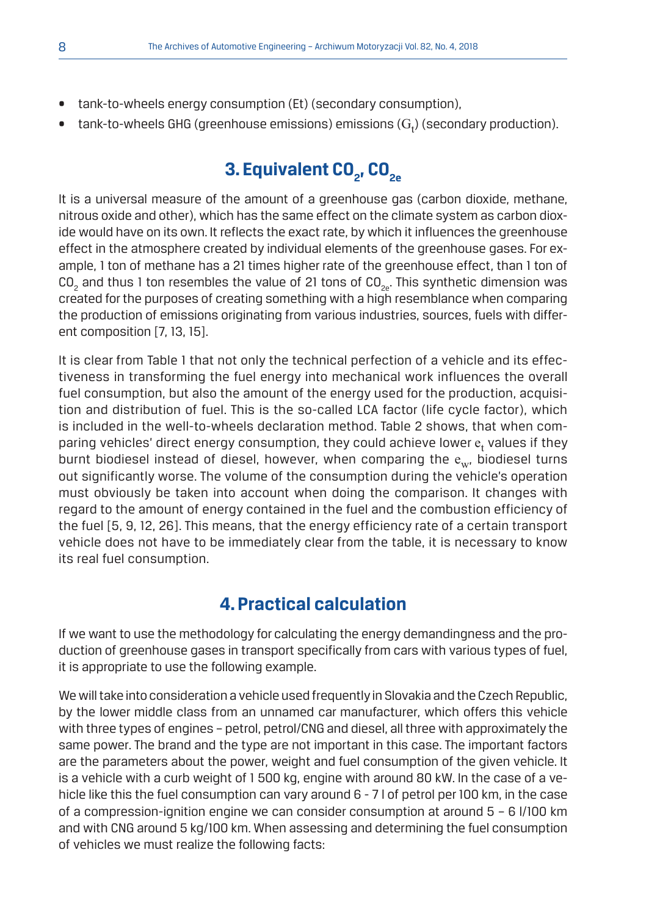- tank-to-wheels energy consumption (Et) (secondary consumption),
- tank-to-wheels GHG (greenhouse emissions) emissions ($G_t$) (secondary production).

## 3. Equivalent $CO_2$, $CO_{2e}$

It is a universal measure of the amount of a greenhouse gas (carbon dioxide, methane, nitrous oxide and other), which has the same effect on the climate system as carbon dioxide would have on its own. It reflects the exact rate, by which it influences the greenhouse effect in the atmosphere created by individual elements of the greenhouse gases. For example, 1 ton of methane has a 21 times higher rate of the greenhouse effect, than 1 ton of $CO_2$ and thus 1 ton resembles the value of 21 tons of $CO_{2e}$. This synthetic dimension was created for the purposes of creating something with a high resemblance when comparing the production of emissions originating from various industries, sources, fuels with different composition [7, 13, 15].

It is clear from Table 1 that not only the technical perfection of a vehicle and its effectiveness in transforming the fuel energy into mechanical work influences the overall fuel consumption, but also the amount of the energy used for the production, acquisition and distribution of fuel. This is the so-called LCA factor (life cycle factor), which is included in the well-to-wheels declaration method. Table 2 shows, that when comparing vehicles' direct energy consumption, they could achieve lower $e_t$ values if they burnt biodiesel instead of diesel, however, when comparing the $e_w$, biodiesel turns out significantly worse. The volume of the consumption during the vehicle's operation must obviously be taken into account when doing the comparison. It changes with regard to the amount of energy contained in the fuel and the combustion efficiency of the fuel [5, 9, 12, 26]. This means, that the energy efficiency rate of a certain transport vehicle does not have to be immediately clear from the table, it is necessary to know its real fuel consumption.

## 4. Practical calculation

If we want to use the methodology for calculating the energy demandingness and the production of greenhouse gases in transport specifically from cars with various types of fuel, it is appropriate to use the following example.

We will take into consideration a vehicle used frequently in Slovakia and the Czech Republic, by the lower middle class from an unnamed car manufacturer, which offers this vehicle with three types of engines – petrol, petrol/CNG and diesel, all three with approximately the same power. The brand and the type are not important in this case. The important factors are the parameters about the power, weight and fuel consumption of the given vehicle. It is a vehicle with a curb weight of 1 500 kg, engine with around 80 kW. In the case of a vehicle like this the fuel consumption can vary around 6 - 7 l of petrol per 100 km, in the case of a compression-ignition engine we can consider consumption at around 5 – 6 l/100 km and with CNG around 5 kg/100 km. When assessing and determining the fuel consumption of vehicles we must realize the following facts: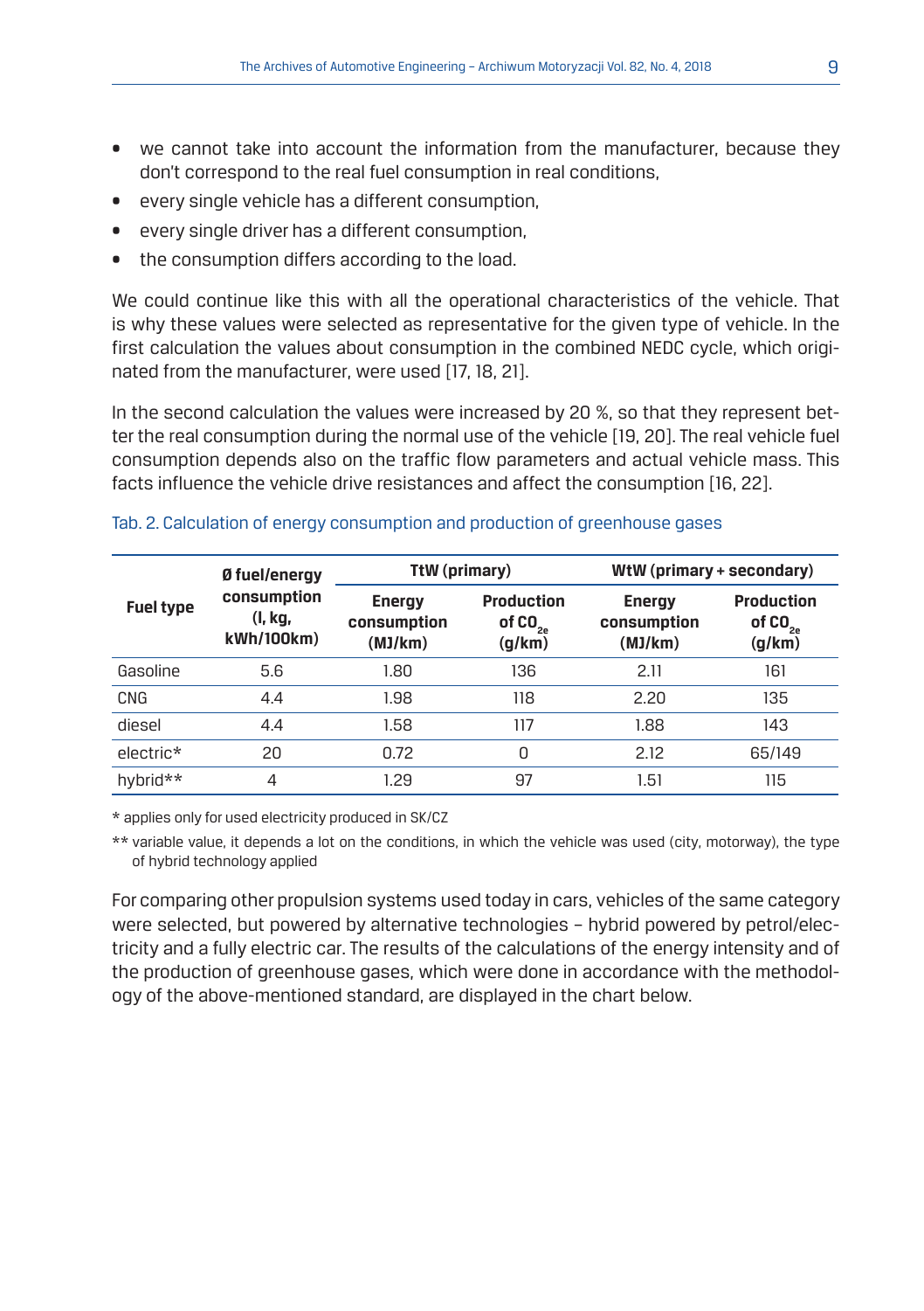- we cannot take into account the information from the manufacturer, because they don't correspond to the real fuel consumption in real conditions,
- every single vehicle has a different consumption,
- every single driver has a different consumption,
- the consumption differs according to the load.

We could continue like this with all the operational characteristics of the vehicle. That is why these values were selected as representative for the given type of vehicle. In the first calculation the values about consumption in the combined NEDC cycle, which originated from the manufacturer, were used [17, 18, 21].

In the second calculation the values were increased by 20 %, so that they represent better the real consumption during the normal use of the vehicle [19, 20]. The real vehicle fuel consumption depends also on the traffic flow parameters and actual vehicle mass. This facts influence the vehicle drive resistances and affect the consumption [16, 22].

Tab. 2. Calculation of energy consumption and production of greenhouse gases

| Fuel type | Ø fuel/energy consumption (l, kg, kWh/100km) | TtW (primary) | | WtW (primary + secondary) | |
|---|---|---|---|---|---|
| | | Energy consumption (MJ/km) | Production of $CO_{2e}$ (g/km) | Energy consumption (MJ/km) | Production of $CO_{2e}$ (g/km) |
| Gasoline | 5.6 | 1.80 | 136 | 2.11 | 161 |
| CNG | 4.4 | 1.98 | 118 | 2.20 | 135 |
| diesel | 4.4 | 1.58 | 117 | 1.88 | 143 |
| electric* | 20 | 0.72 | 0 | 2.12 | 65/149 |
| hybrid** | 4 | 1.29 | 97 | 1.51 | 115 |

\* applies only for used electricity produced in SK/CZ

\*\* variable value, it depends a lot on the conditions, in which the vehicle was used (city, motorway), the type of hybrid technology applied

For comparing other propulsion systems used today in cars, vehicles of the same category were selected, but powered by alternative technologies – hybrid powered by petrol/electricity and a fully electric car. The results of the calculations of the energy intensity and of the production of greenhouse gases, which were done in accordance with the methodology of the above-mentioned standard, are displayed in the chart below.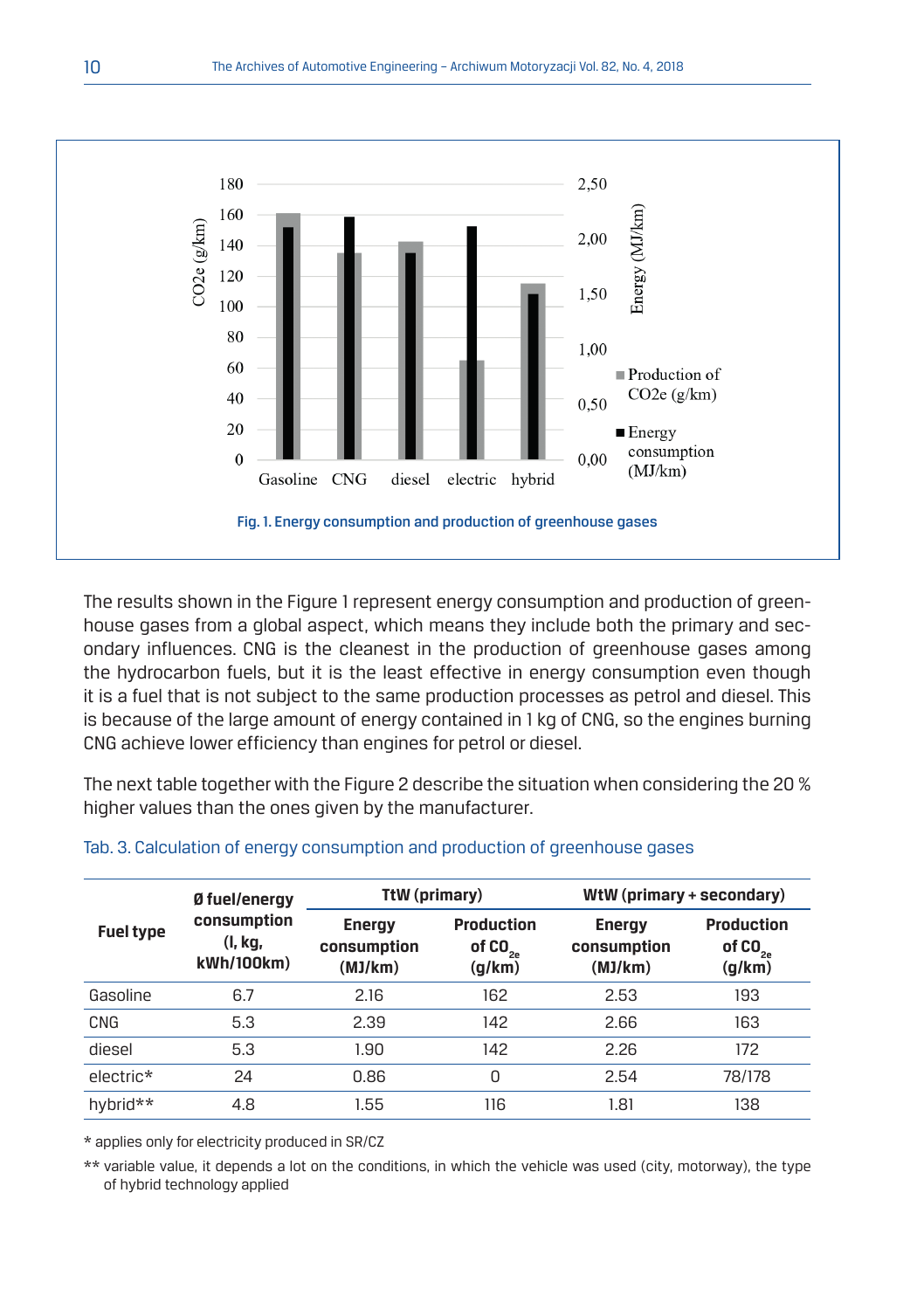Fig. 1. Energy consumption and production of greenhouse gases

The results shown in the Figure 1 represent energy consumption and production of greenhouse gases from a global aspect, which means they include both the primary and secondary influences. CNG is the cleanest in the production of greenhouse gases among the hydrocarbon fuels, but it is the least effective in energy consumption even though it is a fuel that is not subject to the same production processes as petrol and diesel. This is because of the large amount of energy contained in 1 kg of CNG, so the engines burning CNG achieve lower efficiency than engines for petrol or diesel.

The next table together with the Figure 2 describe the situation when considering the 20 % higher values than the ones given by the manufacturer.

Tab. 3. Calculation of energy consumption and production of greenhouse gases

| Fuel type | Ø fuel/energy consumption (l, kg, kWh/100km) | TtW (primary) | | WtW (primary + secondary) | |
|---|---|---|---|---|---|
| | | Energy consumption (MJ/km) | Production of $CO_{2e}$ (g/km) | Energy consumption (MJ/km) | Production of $CO_{2e}$ (g/km) |
| Gasoline | 6.7 | 2.16 | 162 | 2.53 | 193 |
| CNG | 5.3 | 2.39 | 142 | 2.66 | 163 |
| diesel | 5.3 | 1.90 | 142 | 2.26 | 172 |
| electric* | 24 | 0.86 | 0 | 2.54 | 78/178 |
| hybrid** | 4.8 | 1.55 | 116 | 1.81 | 138 |

* applies only for electricity produced in SR/CZ

** variable value, it depends a lot on the conditions, in which the vehicle was used (city, motorway), the type of hybrid technology applied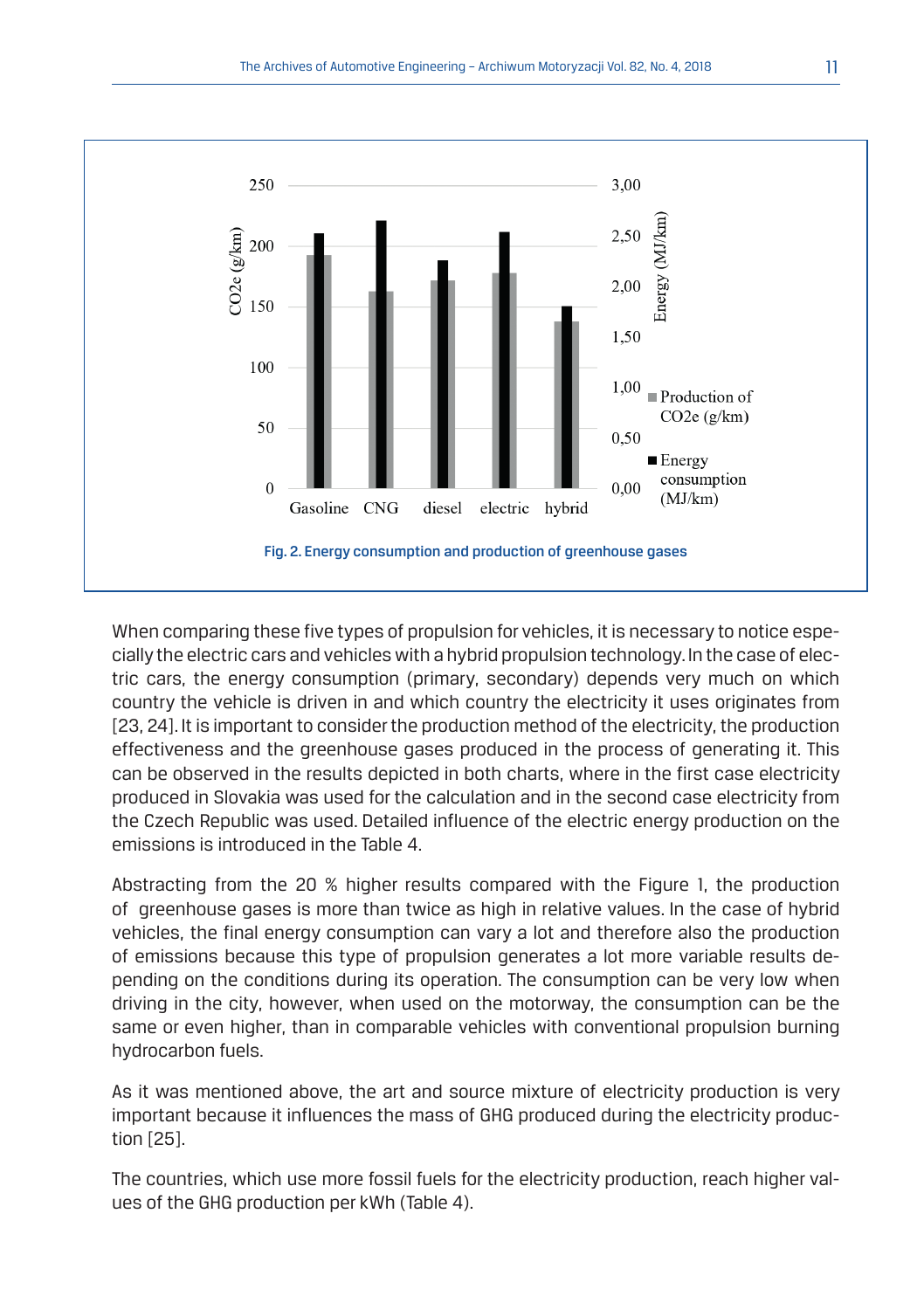Fig. 2. Energy consumption and production of greenhouse gases

When comparing these five types of propulsion for vehicles, it is necessary to notice especially the electric cars and vehicles with a hybrid propulsion technology. In the case of electric cars, the energy consumption (primary, secondary) depends very much on which country the vehicle is driven in and which country the electricity it uses originates from [23, 24]. It is important to consider the production method of the electricity, the production effectiveness and the greenhouse gases produced in the process of generating it. This can be observed in the results depicted in both charts, where in the first case electricity produced in Slovakia was used for the calculation and in the second case electricity from the Czech Republic was used. Detailed influence of the electric energy production on the emissions is introduced in the Table 4.

Abstracting from the 20 % higher results compared with the Figure 1, the production of greenhouse gases is more than twice as high in relative values. In the case of hybrid vehicles, the final energy consumption can vary a lot and therefore also the production of emissions because this type of propulsion generates a lot more variable results depending on the conditions during its operation. The consumption can be very low when driving in the city, however, when used on the motorway, the consumption can be the same or even higher, than in comparable vehicles with conventional propulsion burning hydrocarbon fuels.

As it was mentioned above, the art and source mixture of electricity production is very important because it influences the mass of GHG produced during the electricity production [25].

The countries, which use more fossil fuels for the electricity production, reach higher values of the GHG production per kWh (Table 4).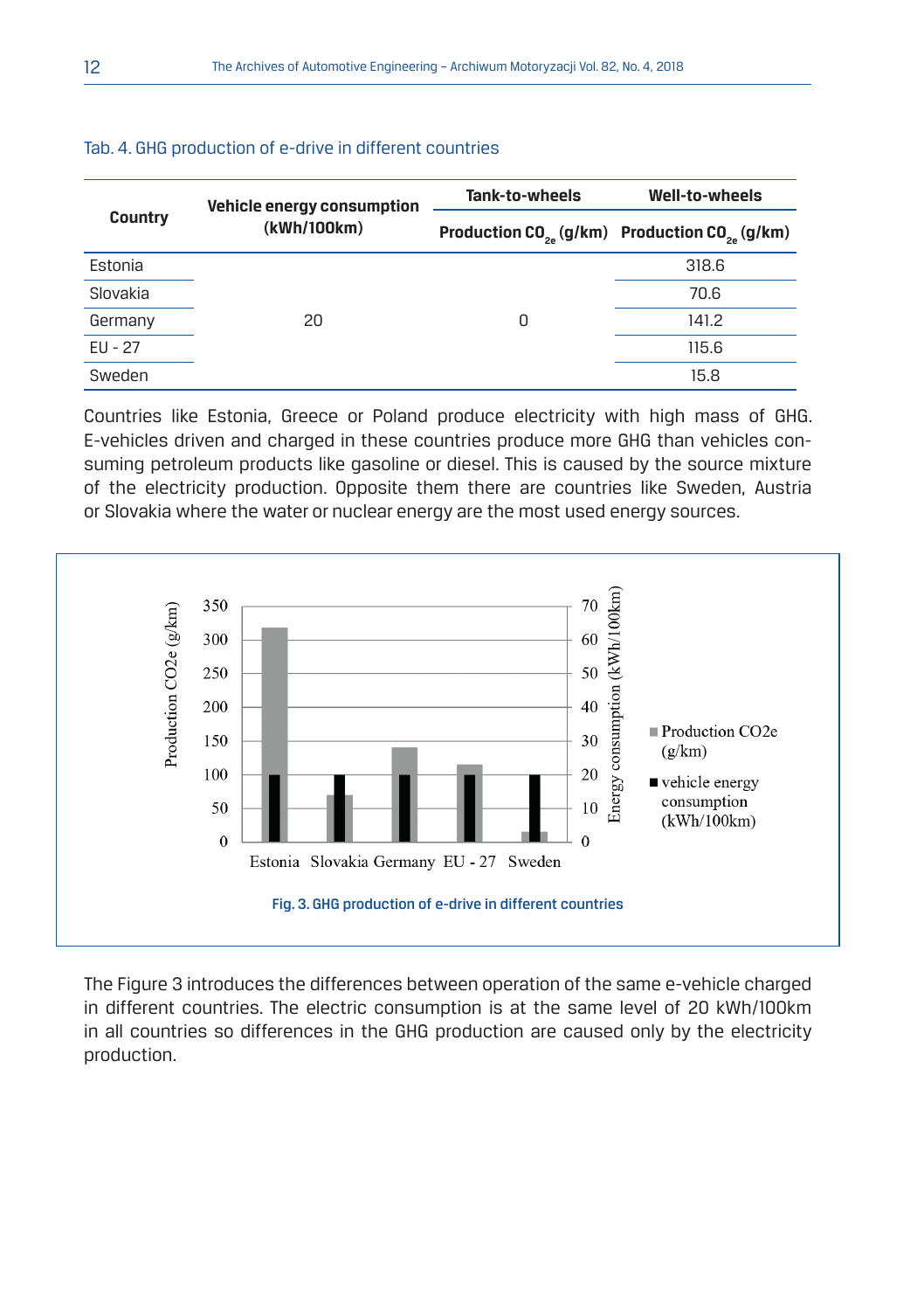Tab. 4. GHG production of e-drive in different countries

| Country | Vehicle energy consumption (kWh/100km) | Tank-to-wheels | Well-to-wheels |
|---|---|---|---|
| | | Production $CO_{2e}$ (g/km) | Production $CO_{2e}$ (g/km) |
| Estonia | 20 | 0 | 318.6 |
| Slovakia | | | 70.6 |
| Germany | | | 141.2 |
| EU - 27 | | | 115.6 |
| Sweden | | | 15.8 |

Countries like Estonia, Greece or Poland produce electricity with high mass of GHG. E-vehicles driven and charged in these countries produce more GHG than vehicles consuming petroleum products like gasoline or diesel. This is caused by the source mixture of the electricity production. Opposite them there are countries like Sweden, Austria or Slovakia where the water or nuclear energy are the most used energy sources.

Fig. 3. GHG production of e-drive in different countries

The Figure 3 introduces the differences between operation of the same e-vehicle charged in different countries. The electric consumption is at the same level of 20 kWh/100km in all countries so differences in the GHG production are caused only by the electricity production.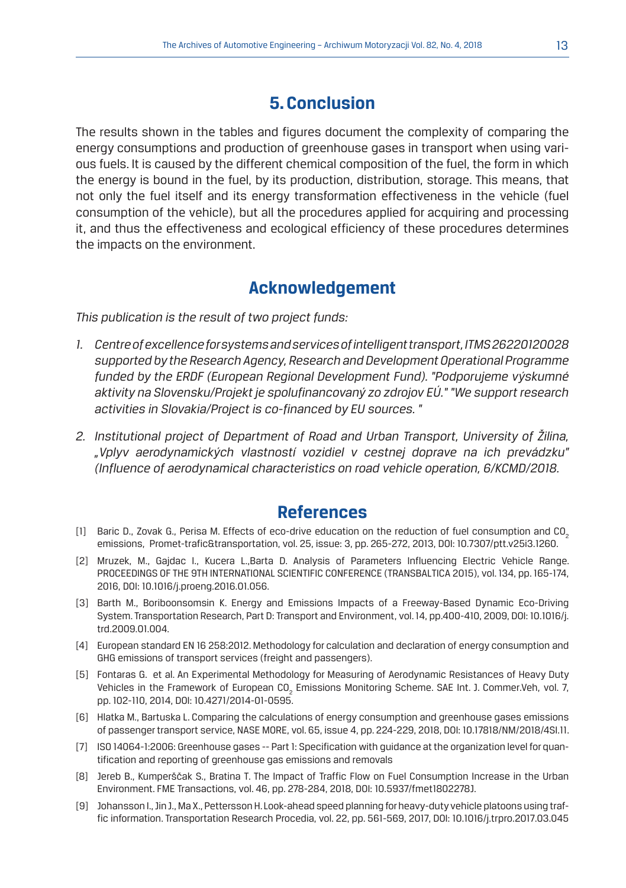## 5. Conclusion

The results shown in the tables and figures document the complexity of comparing the energy consumptions and production of greenhouse gases in transport when using various fuels. It is caused by the different chemical composition of the fuel, the form in which the energy is bound in the fuel, by its production, distribution, storage. This means, that not only the fuel itself and its energy transformation effectiveness in the vehicle (fuel consumption of the vehicle), but all the procedures applied for acquiring and processing it, and thus the effectiveness and ecological efficiency of these procedures determines the impacts on the environment.

## Acknowledgement

*This publication is the result of two project funds:*

1. *Centre of excellence for systems and services of intelligent transport, ITMS 26220120028 supported by the Research Agency, Research and Development Operational Programme funded by the ERDF (European Regional Development Fund). "Podporujeme výskumné aktivity na Slovensku/Projekt je spolufinancovaný zo zdrojov EÚ." "We support research activities in Slovakia/Project is co-financed by EU sources. "*
2. *Institutional project of Department of Road and Urban Transport, University of Žilina, „Vplyv aerodynamických vlastností vozidiel v cestnej doprave na ich prevádzku" (Influence of aerodynamical characteristics on road vehicle operation, 6/KCMD/2018.*

## References

[1] Baric D., Zovak G., Perisa M. Effects of eco-drive education on the reduction of fuel consumption and $CO_2$ emissions, Promet-trafic&transportation, vol. 25, issue: 3, pp. 265-272, 2013, DOI: 10.7307/ptt.v25i3.1260.

[2] Mruzek, M., Gajdac I., Kucera L.,Barta D. Analysis of Parameters Influencing Electric Vehicle Range. PROCEEDINGS OF THE 9TH INTERNATIONAL SCIENTIFIC CONFERENCE (TRANSBALTICA 2015), vol. 134, pp. 165-174, 2016, DOI: 10.1016/j.proeng.2016.01.056.

[3] Barth M., Boriboonsomsin K. Energy and Emissions Impacts of a Freeway-Based Dynamic Eco-Driving System. Transportation Research, Part D: Transport and Environment, vol. 14, pp.400-410, 2009, DOI: 10.1016/j.trd.2009.01.004.

[4] European standard EN 16 258:2012. Methodology for calculation and declaration of energy consumption and GHG emissions of transport services (freight and passengers).

[5] Fontaras G. et al. An Experimental Methodology for Measuring of Aerodynamic Resistances of Heavy Duty Vehicles in the Framework of European $CO_2$ Emissions Monitoring Scheme. SAE Int. J. Commer.Veh, vol. 7, pp. 102-110, 2014, DOI: 10.4271/2014-01-0595.

[6] Hlatka M., Bartuska L. Comparing the calculations of energy consumption and greenhouse gases emissions of passenger transport service, NASE MORE, vol. 65, issue 4, pp. 224-229, 2018, DOI: 10.17818/NM/2018/4SI.11.

[7] ISO 14064-1:2006: Greenhouse gases -- Part 1: Specification with guidance at the organization level for quantification and reporting of greenhouse gas emissions and removals

[8] Jereb B., Kumperščak S., Bratina T. The Impact of Traffic Flow on Fuel Consumption Increase in the Urban Environment. FME Transactions, vol. 46, pp. 278-284, 2018, DOI: 10.5937/fmet1802278J.

[9] Johansson I., Jin J., Ma X., Pettersson H. Look-ahead speed planning for heavy-duty vehicle platoons using traffic information. Transportation Research Procedia, vol. 22, pp. 561-569, 2017, DOI: 10.1016/j.trpro.2017.03.045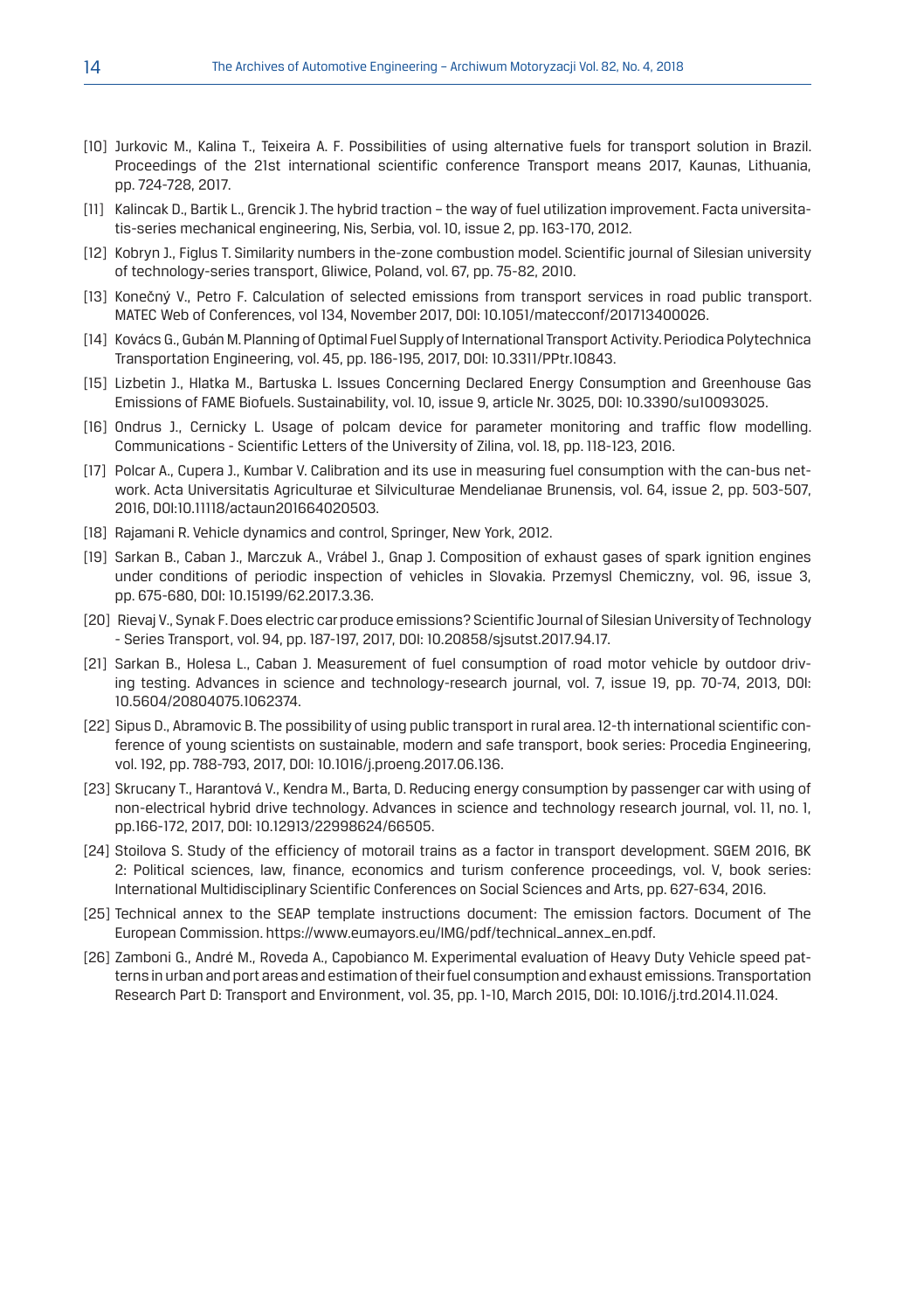[10] Jurkovic M., Kalina T., Teixeira A. F. Possibilities of using alternative fuels for transport solution in Brazil. Proceedings of the 21st international scientific conference Transport means 2017, Kaunas, Lithuania, pp. 724-728, 2017.

[11] Kalincak D., Bartik L., Grencik J. The hybrid traction – the way of fuel utilization improvement. Facta universitatis-series mechanical engineering, Nis, Serbia, vol. 10, issue 2, pp. 163-170, 2012.

[12] Kobryn J., Figlus T. Similarity numbers in the-zone combustion model. Scientific journal of Silesian university of technology-series transport, Gliwice, Poland, vol. 67, pp. 75-82, 2010.

[13] Konečný V., Petro F. Calculation of selected emissions from transport services in road public transport. MATEC Web of Conferences, vol 134, November 2017, DOI: 10.1051/matecconf/201713400026.

[14] Kovács G., Gubán M. Planning of Optimal Fuel Supply of International Transport Activity. Periodica Polytechnica Transportation Engineering, vol. 45, pp. 186-195, 2017, DOI: 10.3311/PPtr.10843.

[15] Lizbetin J., Hlatka M., Bartuska L. Issues Concerning Declared Energy Consumption and Greenhouse Gas Emissions of FAME Biofuels. Sustainability, vol. 10, issue 9, article Nr. 3025, DOI: 10.3390/su10093025.

[16] Ondrus J., Cernicky L. Usage of polcam device for parameter monitoring and traffic flow modelling. Communications - Scientific Letters of the University of Zilina, vol. 18, pp. 118-123, 2016.

[17] Polcar A., Cupera J., Kumbar V. Calibration and its use in measuring fuel consumption with the can-bus network. Acta Universitatis Agriculturae et Silviculturae Mendelianae Brunensis, vol. 64, issue 2, pp. 503-507, 2016, DOI:10.11118/actaun201664020503.

[18] Rajamani R. Vehicle dynamics and control, Springer, New York, 2012.

[19] Sarkan B., Caban J., Marczuk A., Vrábel J., Gnap J. Composition of exhaust gases of spark ignition engines under conditions of periodic inspection of vehicles in Slovakia. Przemysl Chemiczny, vol. 96, issue 3, pp. 675-680, DOI: 10.15199/62.2017.3.36.

[20] Rievaj V., Synak F. Does electric car produce emissions? Scientific Journal of Silesian University of Technology - Series Transport, vol. 94, pp. 187-197, 2017, DOI: 10.20858/sjsutst.2017.94.17.

[21] Sarkan B., Holesa L., Caban J. Measurement of fuel consumption of road motor vehicle by outdoor driving testing. Advances in science and technology-research journal, vol. 7, issue 19, pp. 70-74, 2013, DOI: 10.5604/20804075.1062374.

[22] Sipus D., Abramovic B. The possibility of using public transport in rural area. 12-th international scientific conference of young scientists on sustainable, modern and safe transport, book series: Procedia Engineering, vol. 192, pp. 788-793, 2017, DOI: 10.1016/j.proeng.2017.06.136.

[23] Skrucany T., Harantová V., Kendra M., Barta, D. Reducing energy consumption by passenger car with using of non-electrical hybrid drive technology. Advances in science and technology research journal, vol. 11, no. 1, pp.166-172, 2017, DOI: 10.12913/22998624/66505.

[24] Stoilova S. Study of the efficiency of motorail trains as a factor in transport development. SGEM 2016, BK 2: Political sciences, law, finance, economics and turism conference proceedings, vol. V, book series: International Multidisciplinary Scientific Conferences on Social Sciences and Arts, pp. 627-634, 2016.

[25] Technical annex to the SEAP template instructions document: The emission factors. Document of The European Commission. https://www.eumayors.eu/IMG/pdf/technical_annex_en.pdf.

[26] Zamboni G., André M., Roveda A., Capobianco M. Experimental evaluation of Heavy Duty Vehicle speed patterns in urban and port areas and estimation of their fuel consumption and exhaust emissions. Transportation Research Part D: Transport and Environment, vol. 35, pp. 1-10, March 2015, DOI: 10.1016/j.trd.2014.11.024.